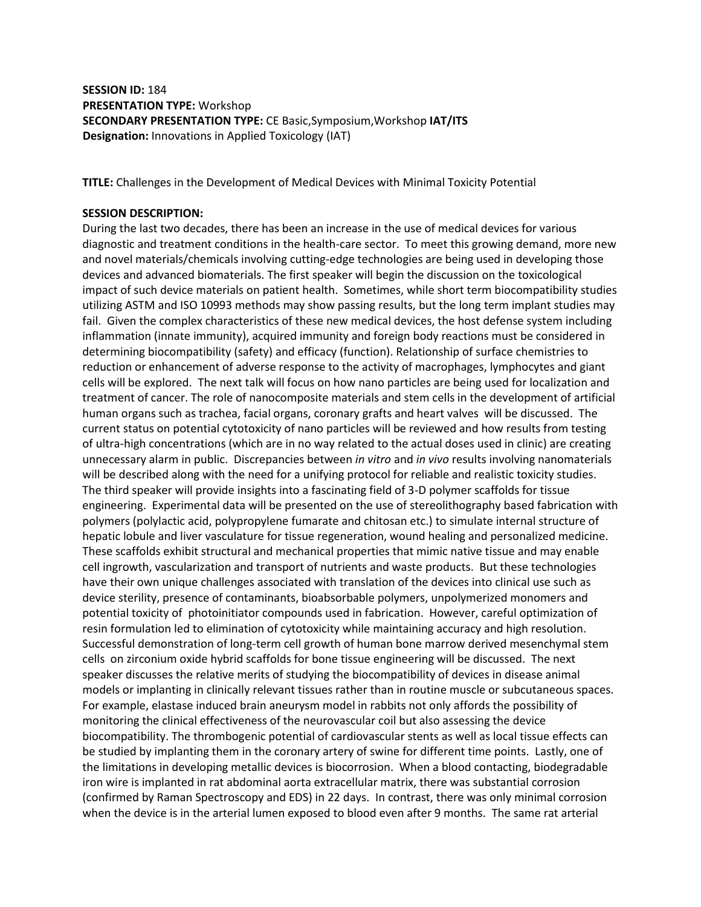**SESSION ID:** 184
**PRESENTATION TYPE:** Workshop
**SECONDARY PRESENTATION TYPE:** CE Basic,Symposium,Workshop **IAT/ITS**
**Designation:** Innovations in Applied Toxicology (IAT)

**TITLE:** Challenges in the Development of Medical Devices with Minimal Toxicity Potential

**SESSION DESCRIPTION:**

During the last two decades, there has been an increase in the use of medical devices for various diagnostic and treatment conditions in the health-care sector. To meet this growing demand, more new and novel materials/chemicals involving cutting-edge technologies are being used in developing those devices and advanced biomaterials. The first speaker will begin the discussion on the toxicological impact of such device materials on patient health. Sometimes, while short term biocompatibility studies utilizing ASTM and ISO 10993 methods may show passing results, but the long term implant studies may fail. Given the complex characteristics of these new medical devices, the host defense system including inflammation (innate immunity), acquired immunity and foreign body reactions must be considered in determining biocompatibility (safety) and efficacy (function). Relationship of surface chemistries to reduction or enhancement of adverse response to the activity of macrophages, lymphocytes and giant cells will be explored. The next talk will focus on how nano particles are being used for localization and treatment of cancer. The role of nanocomposite materials and stem cells in the development of artificial human organs such as trachea, facial organs, coronary grafts and heart valves will be discussed. The current status on potential cytotoxicity of nano particles will be reviewed and how results from testing of ultra-high concentrations (which are in no way related to the actual doses used in clinic) are creating unnecessary alarm in public. Discrepancies between *in vitro* and *in vivo* results involving nanomaterials will be described along with the need for a unifying protocol for reliable and realistic toxicity studies. The third speaker will provide insights into a fascinating field of 3-D polymer scaffolds for tissue engineering. Experimental data will be presented on the use of stereolithography based fabrication with polymers (polylactic acid, polypropylene fumarate and chitosan etc.) to simulate internal structure of hepatic lobule and liver vasculature for tissue regeneration, wound healing and personalized medicine. These scaffolds exhibit structural and mechanical properties that mimic native tissue and may enable cell ingrowth, vascularization and transport of nutrients and waste products. But these technologies have their own unique challenges associated with translation of the devices into clinical use such as device sterility, presence of contaminants, bioabsorbable polymers, unpolymerized monomers and potential toxicity of photoinitiator compounds used in fabrication. However, careful optimization of resin formulation led to elimination of cytotoxicity while maintaining accuracy and high resolution. Successful demonstration of long-term cell growth of human bone marrow derived mesenchymal stem cells on zirconium oxide hybrid scaffolds for bone tissue engineering will be discussed. The next speaker discusses the relative merits of studying the biocompatibility of devices in disease animal models or implanting in clinically relevant tissues rather than in routine muscle or subcutaneous spaces. For example, elastase induced brain aneurysm model in rabbits not only affords the possibility of monitoring the clinical effectiveness of the neurovascular coil but also assessing the device biocompatibility. The thrombogenic potential of cardiovascular stents as well as local tissue effects can be studied by implanting them in the coronary artery of swine for different time points. Lastly, one of the limitations in developing metallic devices is biocorrosion. When a blood contacting, biodegradable iron wire is implanted in rat abdominal aorta extracellular matrix, there was substantial corrosion (confirmed by Raman Spectroscopy and EDS) in 22 days. In contrast, there was only minimal corrosion when the device is in the arterial lumen exposed to blood even after 9 months. The same rat arterial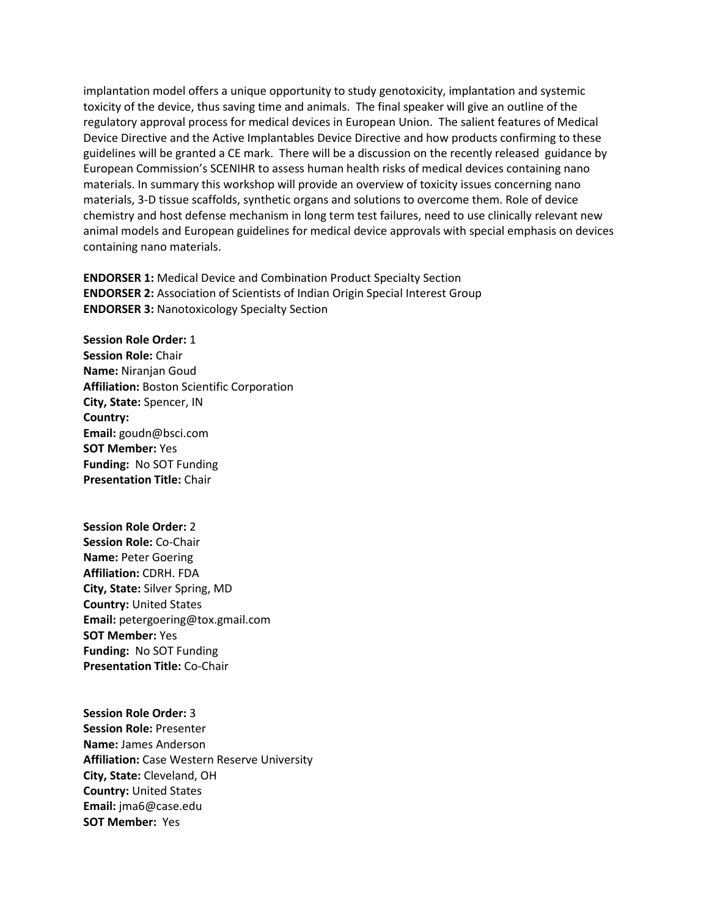implantation model offers a unique opportunity to study genotoxicity, implantation and systemic toxicity of the device, thus saving time and animals. The final speaker will give an outline of the regulatory approval process for medical devices in European Union. The salient features of Medical Device Directive and the Active Implantables Device Directive and how products confirming to these guidelines will be granted a CE mark. There will be a discussion on the recently released guidance by European Commission's SCENIHR to assess human health risks of medical devices containing nano materials. In summary this workshop will provide an overview of toxicity issues concerning nano materials, 3-D tissue scaffolds, synthetic organs and solutions to overcome them. Role of device chemistry and host defense mechanism in long term test failures, need to use clinically relevant new animal models and European guidelines for medical device approvals with special emphasis on devices containing nano materials.

**ENDORSER 1:** Medical Device and Combination Product Specialty Section
**ENDORSER 2:** Association of Scientists of Indian Origin Special Interest Group
**ENDORSER 3:** Nanotoxicology Specialty Section

**Session Role Order:** 1
**Session Role:** Chair
**Name:** Niranjan Goud
**Affiliation:** Boston Scientific Corporation
**City, State:** Spencer, IN
**Country:**
**Email:** goudn@bsci.com
**SOT Member:** Yes
**Funding:** No SOT Funding
**Presentation Title:** Chair

**Session Role Order:** 2
**Session Role:** Co-Chair
**Name:** Peter Goering
**Affiliation:** CDRH. FDA
**City, State:** Silver Spring, MD
**Country:** United States
**Email:** petergoering@tox.gmail.com
**SOT Member:** Yes
**Funding:** No SOT Funding
**Presentation Title:** Co-Chair

**Session Role Order:** 3
**Session Role:** Presenter
**Name:** James Anderson
**Affiliation:** Case Western Reserve University
**City, State:** Cleveland, OH
**Country:** United States
**Email:** jma6@case.edu
**SOT Member:** Yes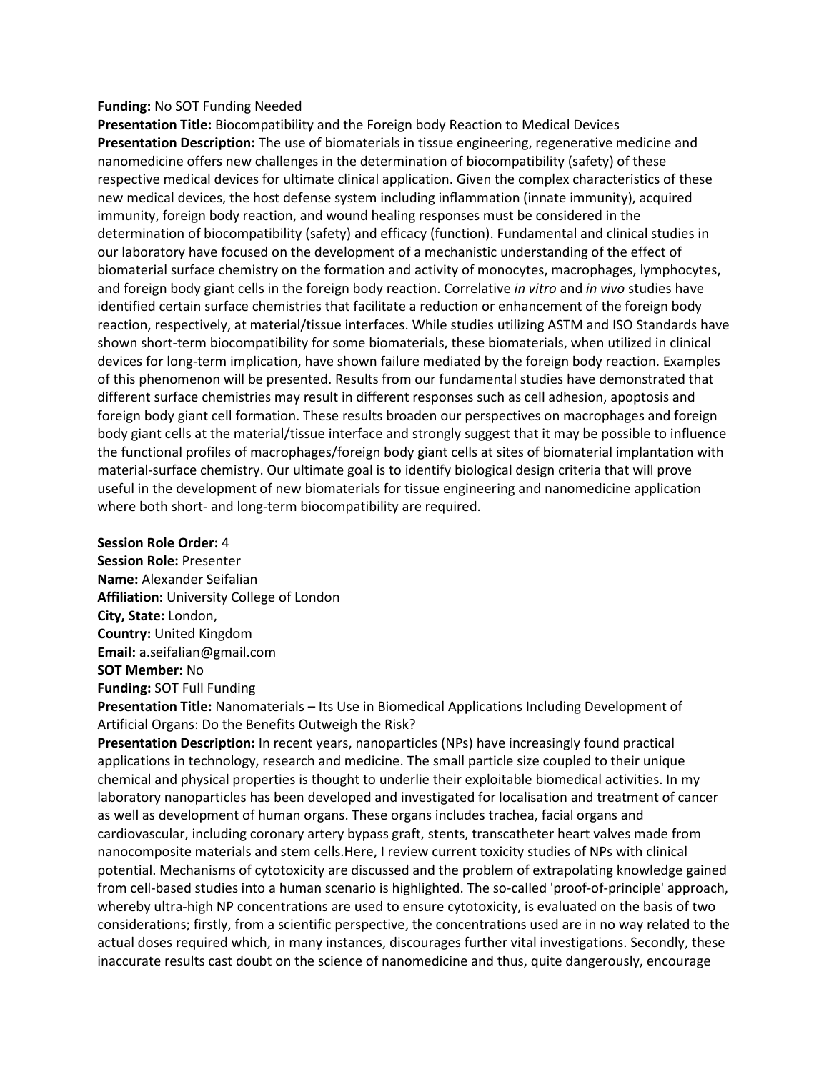**Funding:** No SOT Funding Needed

**Presentation Title:** Biocompatibility and the Foreign body Reaction to Medical Devices

**Presentation Description:** The use of biomaterials in tissue engineering, regenerative medicine and nanomedicine offers new challenges in the determination of biocompatibility (safety) of these respective medical devices for ultimate clinical application. Given the complex characteristics of these new medical devices, the host defense system including inflammation (innate immunity), acquired immunity, foreign body reaction, and wound healing responses must be considered in the determination of biocompatibility (safety) and efficacy (function). Fundamental and clinical studies in our laboratory have focused on the development of a mechanistic understanding of the effect of biomaterial surface chemistry on the formation and activity of monocytes, macrophages, lymphocytes, and foreign body giant cells in the foreign body reaction. Correlative *in vitro* and *in vivo* studies have identified certain surface chemistries that facilitate a reduction or enhancement of the foreign body reaction, respectively, at material/tissue interfaces. While studies utilizing ASTM and ISO Standards have shown short-term biocompatibility for some biomaterials, these biomaterials, when utilized in clinical devices for long-term implication, have shown failure mediated by the foreign body reaction. Examples of this phenomenon will be presented. Results from our fundamental studies have demonstrated that different surface chemistries may result in different responses such as cell adhesion, apoptosis and foreign body giant cell formation. These results broaden our perspectives on macrophages and foreign body giant cells at the material/tissue interface and strongly suggest that it may be possible to influence the functional profiles of macrophages/foreign body giant cells at sites of biomaterial implantation with material-surface chemistry. Our ultimate goal is to identify biological design criteria that will prove useful in the development of new biomaterials for tissue engineering and nanomedicine application where both short- and long-term biocompatibility are required.

**Session Role Order:** 4
**Session Role:** Presenter
**Name:** Alexander Seifalian
**Affiliation:** University College of London
**City, State:** London,
**Country:** United Kingdom
**Email:** a.seifalian@gmail.com
**SOT Member:** No
**Funding:** SOT Full Funding

**Presentation Title:** Nanomaterials – Its Use in Biomedical Applications Including Development of Artificial Organs: Do the Benefits Outweigh the Risk?

**Presentation Description:** In recent years, nanoparticles (NPs) have increasingly found practical applications in technology, research and medicine. The small particle size coupled to their unique chemical and physical properties is thought to underlie their exploitable biomedical activities. In my laboratory nanoparticles has been developed and investigated for localisation and treatment of cancer as well as development of human organs. These organs includes trachea, facial organs and cardiovascular, including coronary artery bypass graft, stents, transcatheter heart valves made from nanocomposite materials and stem cells.Here, I review current toxicity studies of NPs with clinical potential. Mechanisms of cytotoxicity are discussed and the problem of extrapolating knowledge gained from cell-based studies into a human scenario is highlighted. The so-called 'proof-of-principle' approach, whereby ultra-high NP concentrations are used to ensure cytotoxicity, is evaluated on the basis of two considerations; firstly, from a scientific perspective, the concentrations used are in no way related to the actual doses required which, in many instances, discourages further vital investigations. Secondly, these inaccurate results cast doubt on the science of nanomedicine and thus, quite dangerously, encourage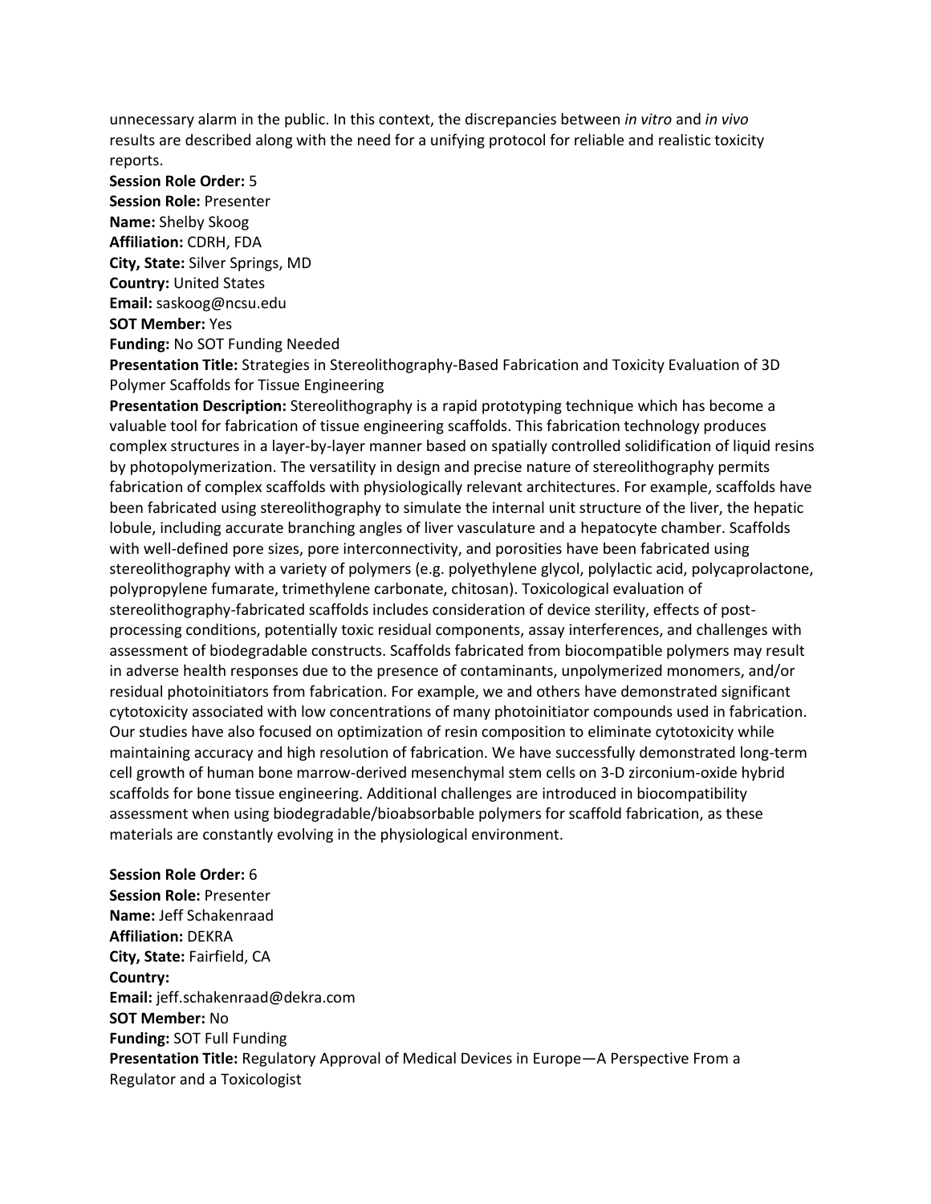unnecessary alarm in the public. In this context, the discrepancies between *in vitro* and *in vivo* results are described along with the need for a unifying protocol for reliable and realistic toxicity reports.

**Session Role Order:** 5
**Session Role:** Presenter
**Name:** Shelby Skoog
**Affiliation:** CDRH, FDA
**City, State:** Silver Springs, MD
**Country:** United States
**Email:** saskoog@ncsu.edu
**SOT Member:** Yes
**Funding:** No SOT Funding Needed
**Presentation Title:** Strategies in Stereolithography-Based Fabrication and Toxicity Evaluation of 3D Polymer Scaffolds for Tissue Engineering
**Presentation Description:** Stereolithography is a rapid prototyping technique which has become a valuable tool for fabrication of tissue engineering scaffolds. This fabrication technology produces complex structures in a layer-by-layer manner based on spatially controlled solidification of liquid resins by photopolymerization. The versatility in design and precise nature of stereolithography permits fabrication of complex scaffolds with physiologically relevant architectures. For example, scaffolds have been fabricated using stereolithography to simulate the internal unit structure of the liver, the hepatic lobule, including accurate branching angles of liver vasculature and a hepatocyte chamber. Scaffolds with well-defined pore sizes, pore interconnectivity, and porosities have been fabricated using stereolithography with a variety of polymers (e.g. polyethylene glycol, polylactic acid, polycaprolactone, polypropylene fumarate, trimethylene carbonate, chitosan). Toxicological evaluation of stereolithography-fabricated scaffolds includes consideration of device sterility, effects of post-processing conditions, potentially toxic residual components, assay interferences, and challenges with assessment of biodegradable constructs. Scaffolds fabricated from biocompatible polymers may result in adverse health responses due to the presence of contaminants, unpolymerized monomers, and/or residual photoinitiators from fabrication. For example, we and others have demonstrated significant cytotoxicity associated with low concentrations of many photoinitiator compounds used in fabrication. Our studies have also focused on optimization of resin composition to eliminate cytotoxicity while maintaining accuracy and high resolution of fabrication. We have successfully demonstrated long-term cell growth of human bone marrow-derived mesenchymal stem cells on 3-D zirconium-oxide hybrid scaffolds for bone tissue engineering. Additional challenges are introduced in biocompatibility assessment when using biodegradable/bioabsorbable polymers for scaffold fabrication, as these materials are constantly evolving in the physiological environment.

**Session Role Order:** 6
**Session Role:** Presenter
**Name:** Jeff Schakenraad
**Affiliation:** DEKRA
**City, State:** Fairfield, CA
**Country:**
**Email:** jeff.schakenraad@dekra.com
**SOT Member:** No
**Funding:** SOT Full Funding
**Presentation Title:** Regulatory Approval of Medical Devices in Europe—A Perspective From a Regulator and a Toxicologist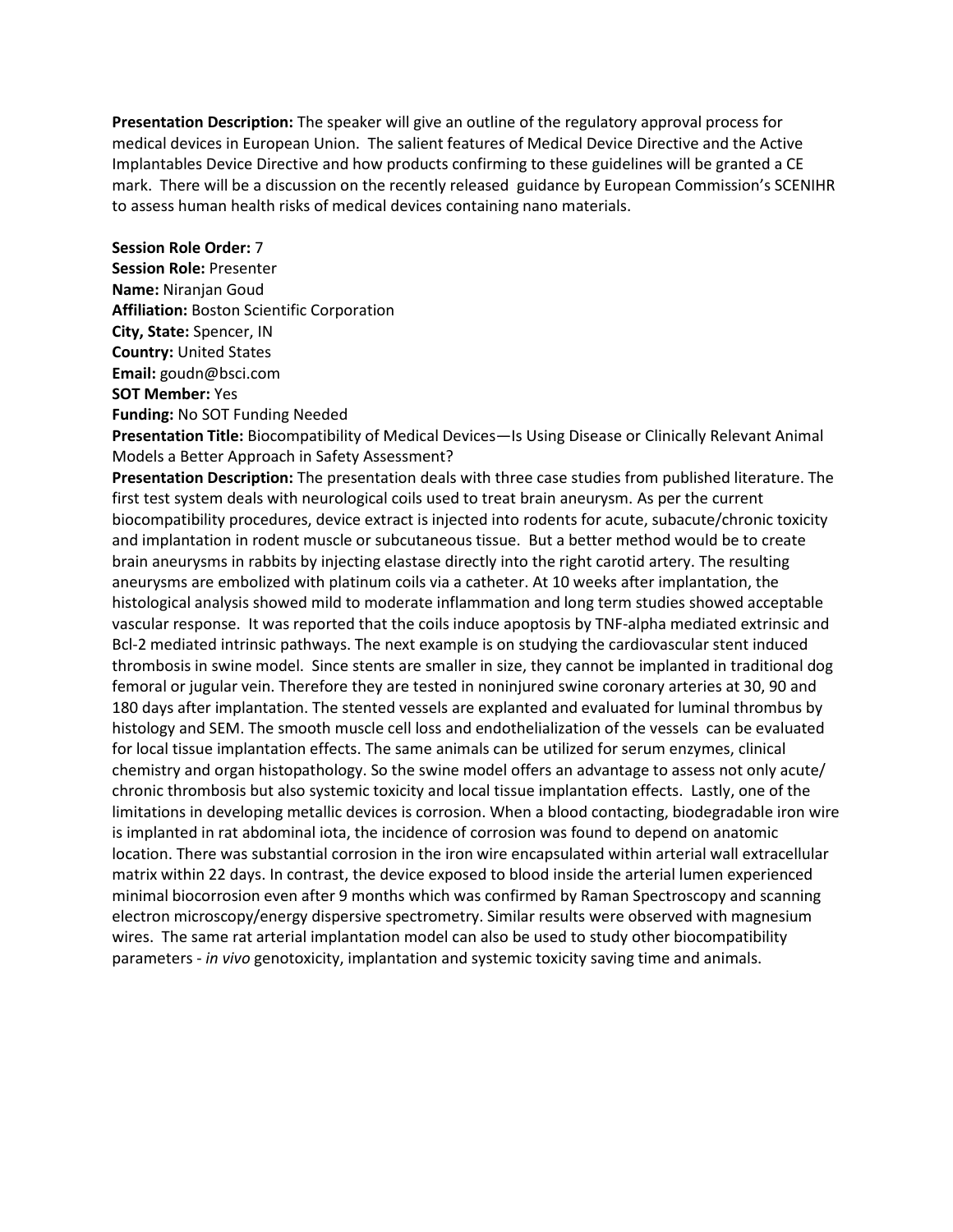**Presentation Description:** The speaker will give an outline of the regulatory approval process for medical devices in European Union. The salient features of Medical Device Directive and the Active Implantables Device Directive and how products confirming to these guidelines will be granted a CE mark. There will be a discussion on the recently released guidance by European Commission's SCENIHR to assess human health risks of medical devices containing nano materials.

**Session Role Order:** 7
**Session Role:** Presenter
**Name:** Niranjan Goud
**Affiliation:** Boston Scientific Corporation
**City, State:** Spencer, IN
**Country:** United States
**Email:** goudn@bsci.com
**SOT Member:** Yes
**Funding:** No SOT Funding Needed
**Presentation Title:** Biocompatibility of Medical Devices—Is Using Disease or Clinically Relevant Animal Models a Better Approach in Safety Assessment?
**Presentation Description:** The presentation deals with three case studies from published literature. The first test system deals with neurological coils used to treat brain aneurysm. As per the current biocompatibility procedures, device extract is injected into rodents for acute, subacute/chronic toxicity and implantation in rodent muscle or subcutaneous tissue. But a better method would be to create brain aneurysms in rabbits by injecting elastase directly into the right carotid artery. The resulting aneurysms are embolized with platinum coils via a catheter. At 10 weeks after implantation, the histological analysis showed mild to moderate inflammation and long term studies showed acceptable vascular response. It was reported that the coils induce apoptosis by TNF-alpha mediated extrinsic and Bcl-2 mediated intrinsic pathways. The next example is on studying the cardiovascular stent induced thrombosis in swine model. Since stents are smaller in size, they cannot be implanted in traditional dog femoral or jugular vein. Therefore they are tested in noninjured swine coronary arteries at 30, 90 and 180 days after implantation. The stented vessels are explanted and evaluated for luminal thrombus by histology and SEM. The smooth muscle cell loss and endothelialization of the vessels can be evaluated for local tissue implantation effects. The same animals can be utilized for serum enzymes, clinical chemistry and organ histopathology. So the swine model offers an advantage to assess not only acute/ chronic thrombosis but also systemic toxicity and local tissue implantation effects. Lastly, one of the limitations in developing metallic devices is corrosion. When a blood contacting, biodegradable iron wire is implanted in rat abdominal iota, the incidence of corrosion was found to depend on anatomic location. There was substantial corrosion in the iron wire encapsulated within arterial wall extracellular matrix within 22 days. In contrast, the device exposed to blood inside the arterial lumen experienced minimal biocorrosion even after 9 months which was confirmed by Raman Spectroscopy and scanning electron microscopy/energy dispersive spectrometry. Similar results were observed with magnesium wires. The same rat arterial implantation model can also be used to study other biocompatibility parameters - *in vivo* genotoxicity, implantation and systemic toxicity saving time and animals.